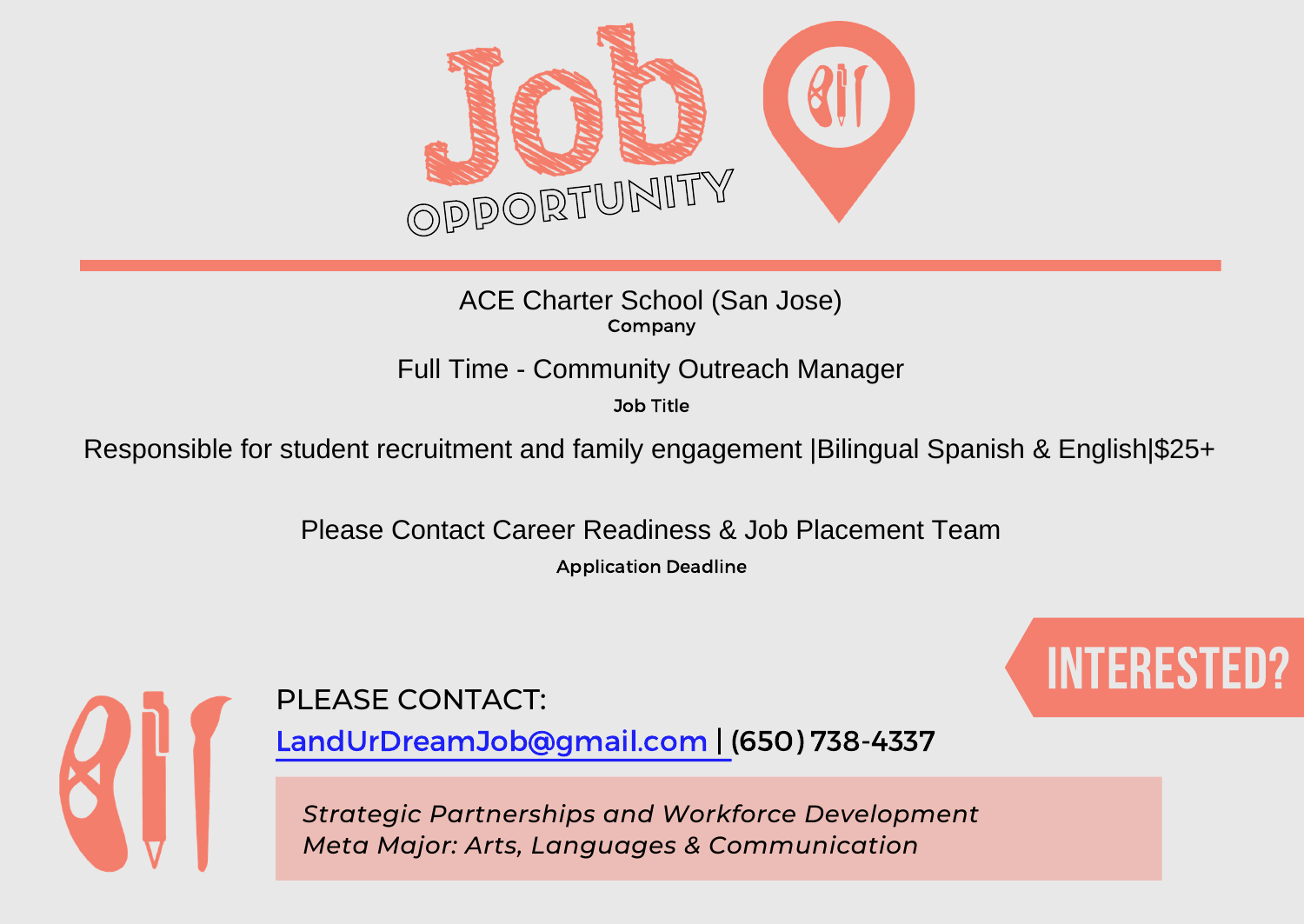# Job OPPORTUNITY

ACE Charter School (San Jose)
**Company**

Full Time - Community Outreach Manager
**Job Title**

Responsible for student recruitment and family engagement |Bilingual Spanish & English|$25+

Please Contact Career Readiness & Job Placement Team
**Application Deadline**

## INTERESTED?

PLEASE CONTACT:

LandUrDreamJob@gmail.com | (650) 738-4337

*Strategic Partnerships and Workforce Development*
*Meta Major: Arts, Languages & Communication*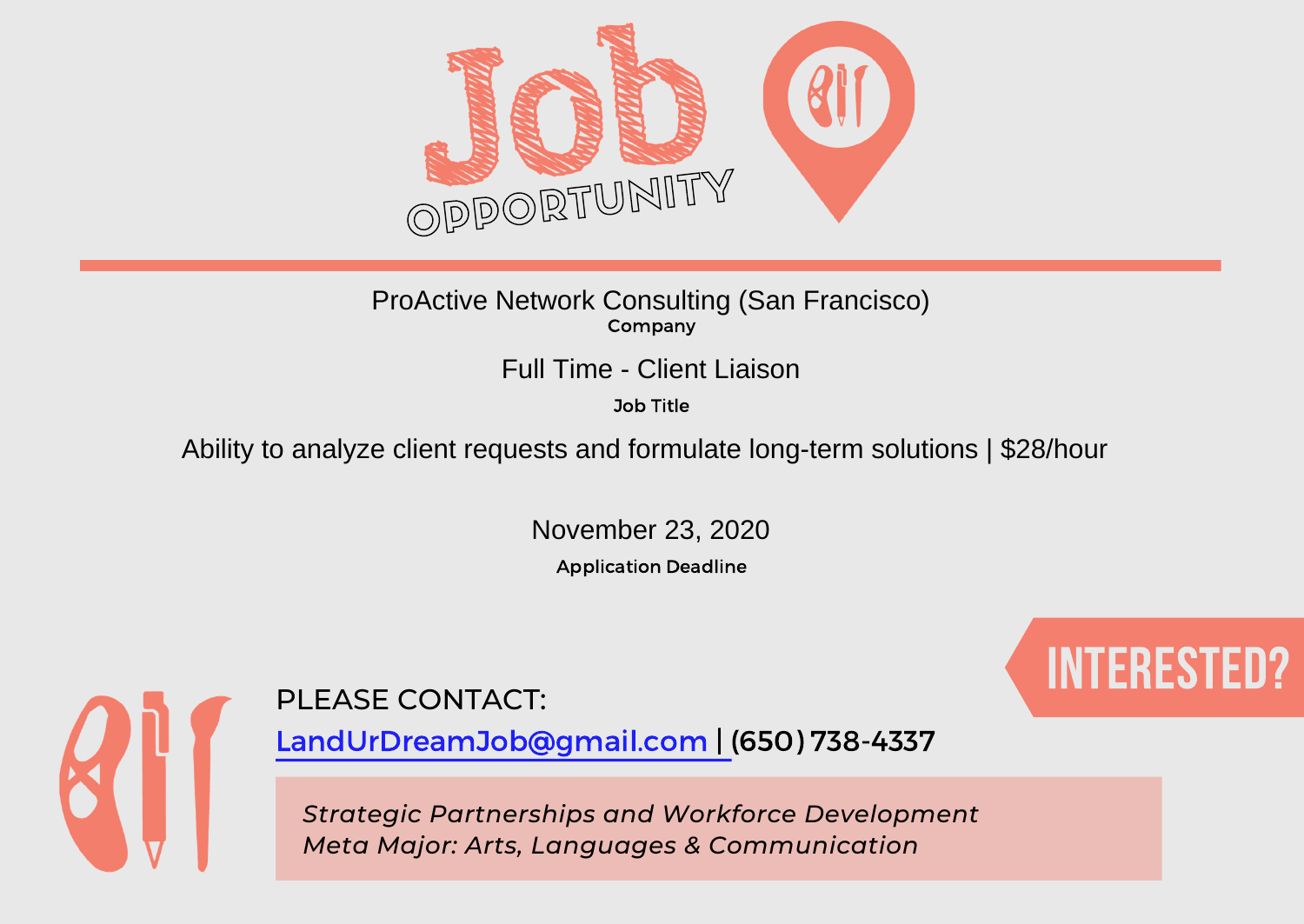# Job OPPORTUNITY

ProActive Network Consulting (San Francisco)
**Company**

Full Time - Client Liaison
**Job Title**

Ability to analyze client requests and formulate long-term solutions | $28/hour

November 23, 2020
**Application Deadline**

## INTERESTED?

PLEASE CONTACT:

LandUrDreamJob@gmail.com | **(650) 738-4337**

*Strategic Partnerships and Workforce Development*
*Meta Major: Arts, Languages & Communication*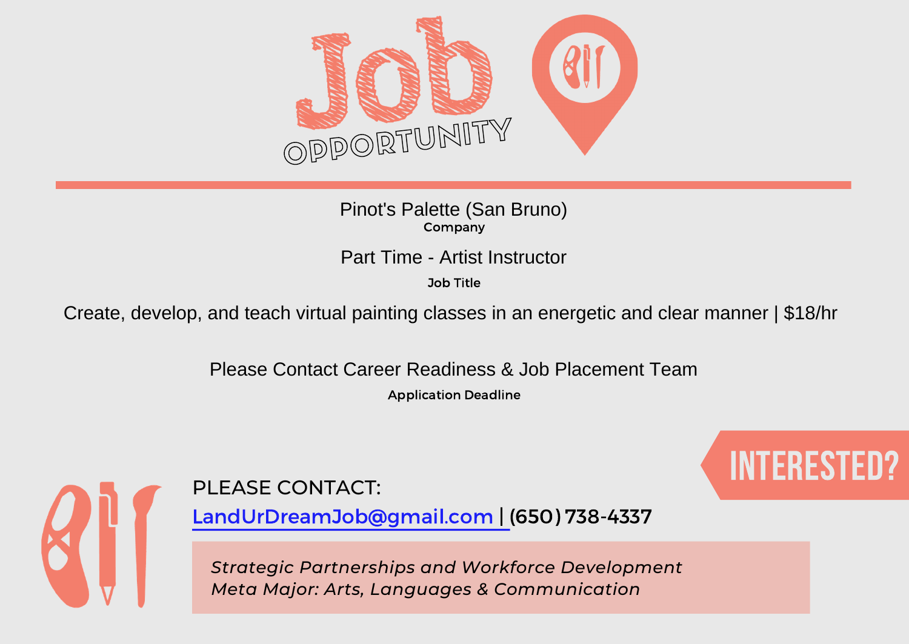# Job OPPORTUNITY

Pinot's Palette (San Bruno)
**Company**

Part Time - Artist Instructor
**Job Title**

Create, develop, and teach virtual painting classes in an energetic and clear manner | $18/hr

Please Contact Career Readiness & Job Placement Team
**Application Deadline**

**INTERESTED?**

PLEASE CONTACT:

LandUrDreamJob@gmail.com | (650) 738-4337

*Strategic Partnerships and Workforce Development*
*Meta Major: Arts, Languages & Communication*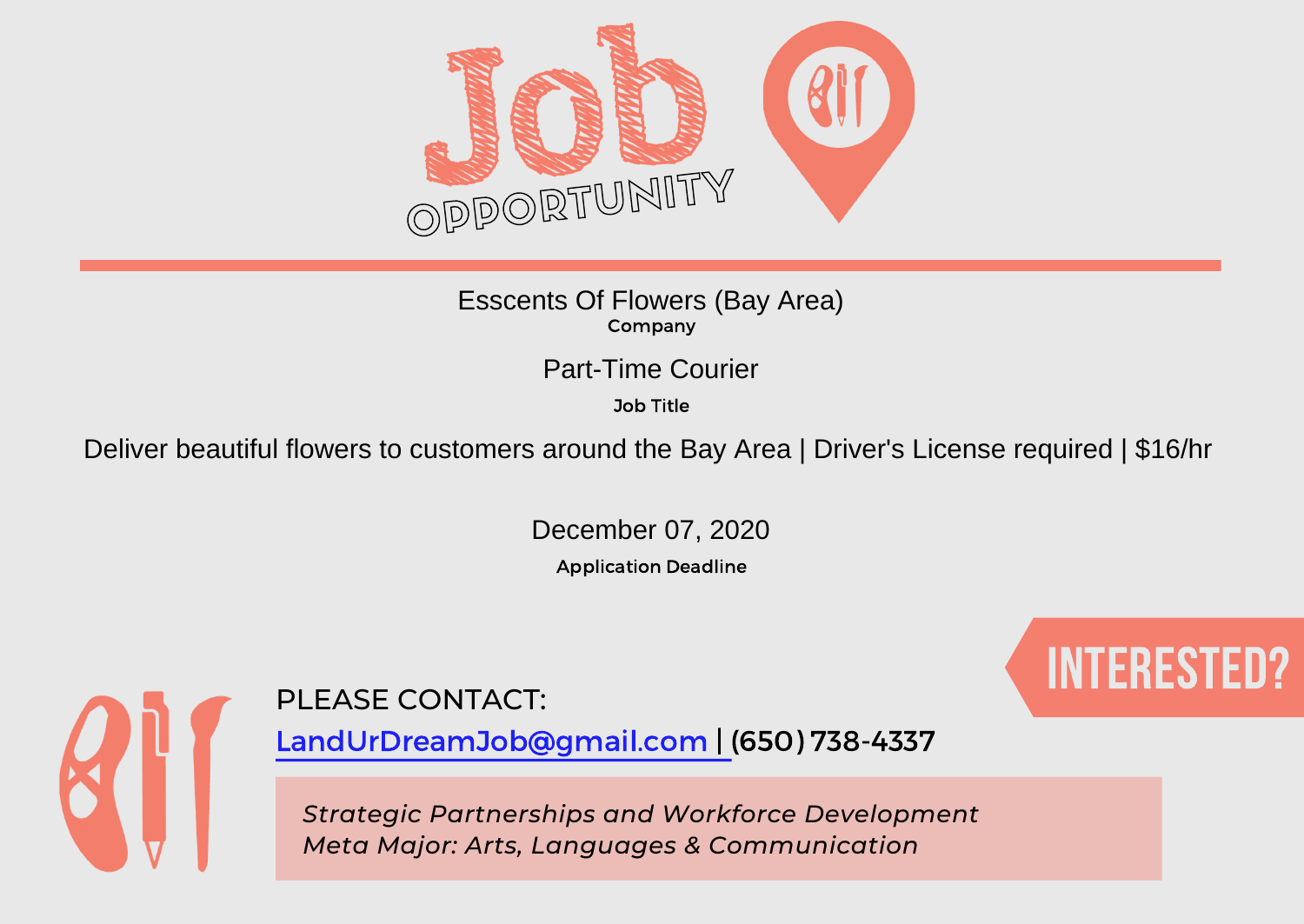# Job Opportunity

Esscents Of Flowers (Bay Area)
**Company**

Part-Time Courier
**Job Title**

Deliver beautiful flowers to customers around the Bay Area | Driver's License required | $16/hr

December 07, 2020
**Application Deadline**

## INTERESTED?

PLEASE CONTACT:

LandUrDreamJob@gmail.com | (650) 738-4337

*Strategic Partnerships and Workforce Development*
*Meta Major: Arts, Languages & Communication*